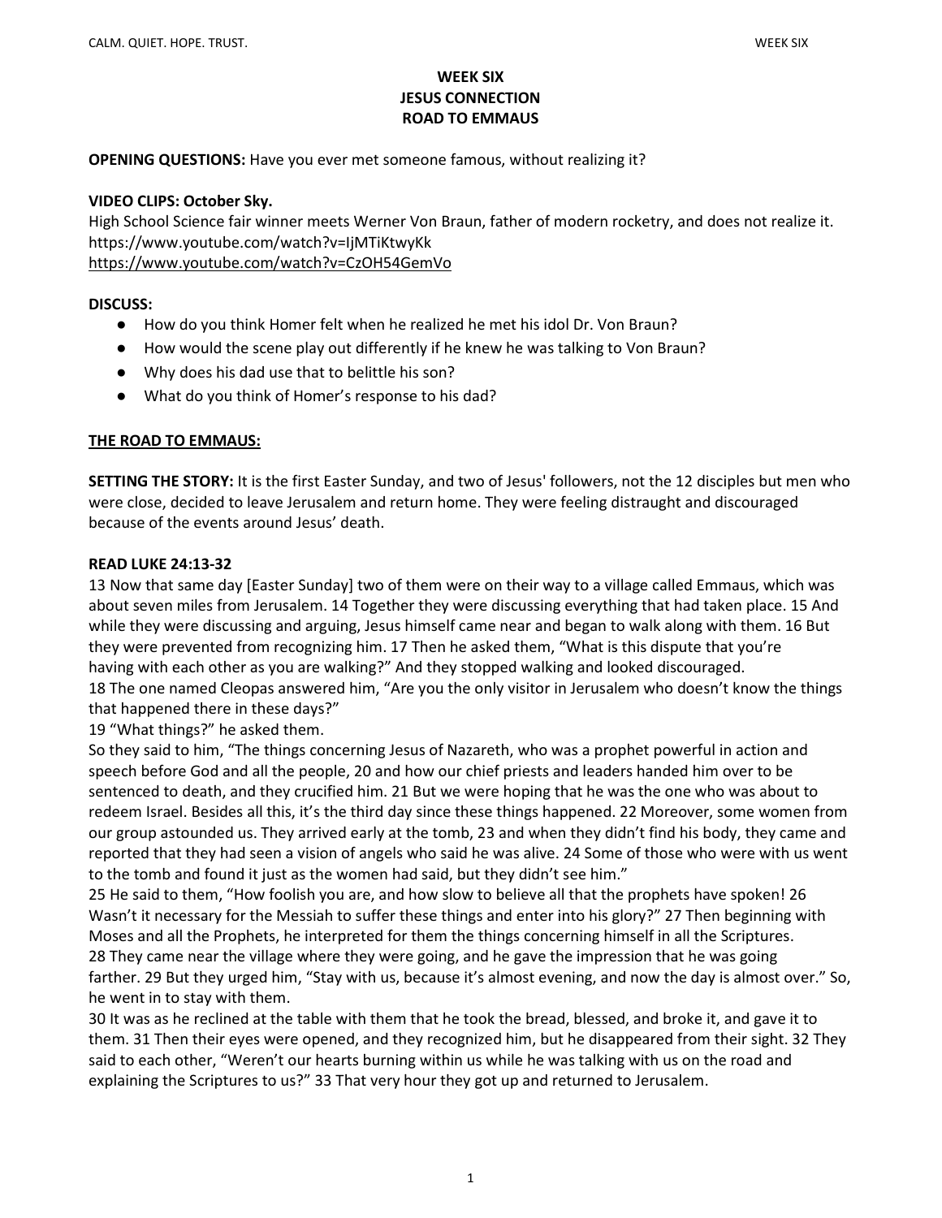# WEEK SIX
# JESUS CONNECTION
# ROAD TO EMMAUS

**OPENING QUESTIONS:** Have you ever met someone famous, without realizing it?

**VIDEO CLIPS: October Sky.**

High School Science fair winner meets Werner Von Braun, father of modern rocketry, and does not realize it.
https://www.youtube.com/watch?v=IjMTiKtwyKk
https://www.youtube.com/watch?v=CzOH54GemVo

**DISCUSS:**

- How do you think Homer felt when he realized he met his idol Dr. Von Braun?
- How would the scene play out differently if he knew he was talking to Von Braun?
- Why does his dad use that to belittle his son?
- What do you think of Homer's response to his dad?

## THE ROAD TO EMMAUS:

**SETTING THE STORY:** It is the first Easter Sunday, and two of Jesus' followers, not the 12 disciples but men who were close, decided to leave Jerusalem and return home. They were feeling distraught and discouraged because of the events around Jesus' death.

**READ LUKE 24:13-32**

13 Now that same day [Easter Sunday] two of them were on their way to a village called Emmaus, which was about seven miles from Jerusalem. 14 Together they were discussing everything that had taken place. 15 And while they were discussing and arguing, Jesus himself came near and began to walk along with them. 16 But they were prevented from recognizing him. 17 Then he asked them, "What is this dispute that you're having with each other as you are walking?" And they stopped walking and looked discouraged.
18 The one named Cleopas answered him, "Are you the only visitor in Jerusalem who doesn't know the things that happened there in these days?"
19 "What things?" he asked them.
So they said to him, "The things concerning Jesus of Nazareth, who was a prophet powerful in action and speech before God and all the people, 20 and how our chief priests and leaders handed him over to be sentenced to death, and they crucified him. 21 But we were hoping that he was the one who was about to redeem Israel. Besides all this, it's the third day since these things happened. 22 Moreover, some women from our group astounded us. They arrived early at the tomb, 23 and when they didn't find his body, they came and reported that they had seen a vision of angels who said he was alive. 24 Some of those who were with us went to the tomb and found it just as the women had said, but they didn't see him."
25 He said to them, "How foolish you are, and how slow to believe all that the prophets have spoken! 26 Wasn't it necessary for the Messiah to suffer these things and enter into his glory?" 27 Then beginning with Moses and all the Prophets, he interpreted for them the things concerning himself in all the Scriptures.
28 They came near the village where they were going, and he gave the impression that he was going farther. 29 But they urged him, "Stay with us, because it's almost evening, and now the day is almost over." So, he went in to stay with them.
30 It was as he reclined at the table with them that he took the bread, blessed, and broke it, and gave it to them. 31 Then their eyes were opened, and they recognized him, but he disappeared from their sight. 32 They said to each other, "Weren't our hearts burning within us while he was talking with us on the road and explaining the Scriptures to us?" 33 That very hour they got up and returned to Jerusalem.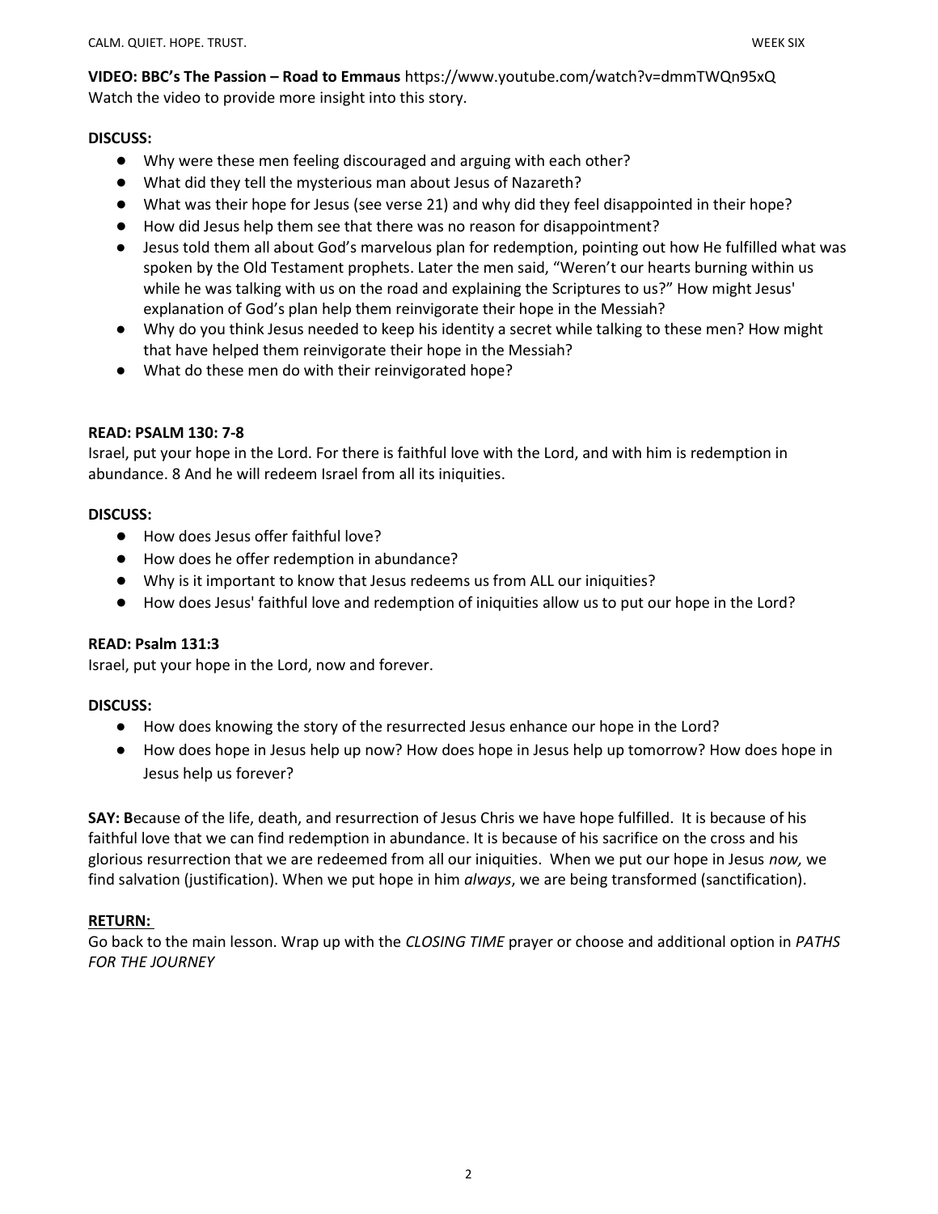**VIDEO: BBC's The Passion – Road to Emmaus** https://www.youtube.com/watch?v=dmmTWQn95xQ
Watch the video to provide more insight into this story.

**DISCUSS:**

- Why were these men feeling discouraged and arguing with each other?
- What did they tell the mysterious man about Jesus of Nazareth?
- What was their hope for Jesus (see verse 21) and why did they feel disappointed in their hope?
- How did Jesus help them see that there was no reason for disappointment?
- Jesus told them all about God's marvelous plan for redemption, pointing out how He fulfilled what was spoken by the Old Testament prophets. Later the men said, "Weren't our hearts burning within us while he was talking with us on the road and explaining the Scriptures to us?" How might Jesus' explanation of God's plan help them reinvigorate their hope in the Messiah?
- Why do you think Jesus needed to keep his identity a secret while talking to these men? How might that have helped them reinvigorate their hope in the Messiah?
- What do these men do with their reinvigorated hope?

**READ: PSALM 130: 7-8**
Israel, put your hope in the Lord. For there is faithful love with the Lord, and with him is redemption in abundance. 8 And he will redeem Israel from all its iniquities.

**DISCUSS:**

- How does Jesus offer faithful love?
- How does he offer redemption in abundance?
- Why is it important to know that Jesus redeems us from ALL our iniquities?
- How does Jesus' faithful love and redemption of iniquities allow us to put our hope in the Lord?

**READ: Psalm 131:3**
Israel, put your hope in the Lord, now and forever.

**DISCUSS:**

- How does knowing the story of the resurrected Jesus enhance our hope in the Lord?
- How does hope in Jesus help up now? How does hope in Jesus help up tomorrow? How does hope in Jesus help us forever?

**SAY: B**ecause of the life, death, and resurrection of Jesus Chris we have hope fulfilled. It is because of his faithful love that we can find redemption in abundance. It is because of his sacrifice on the cross and his glorious resurrection that we are redeemed from all our iniquities. When we put our hope in Jesus *now,* we find salvation (justification). When we put hope in him *always*, we are being transformed (sanctification).

**RETURN:**
Go back to the main lesson. Wrap up with the *CLOSING TIME* prayer or choose and additional option in *PATHS FOR THE JOURNEY*